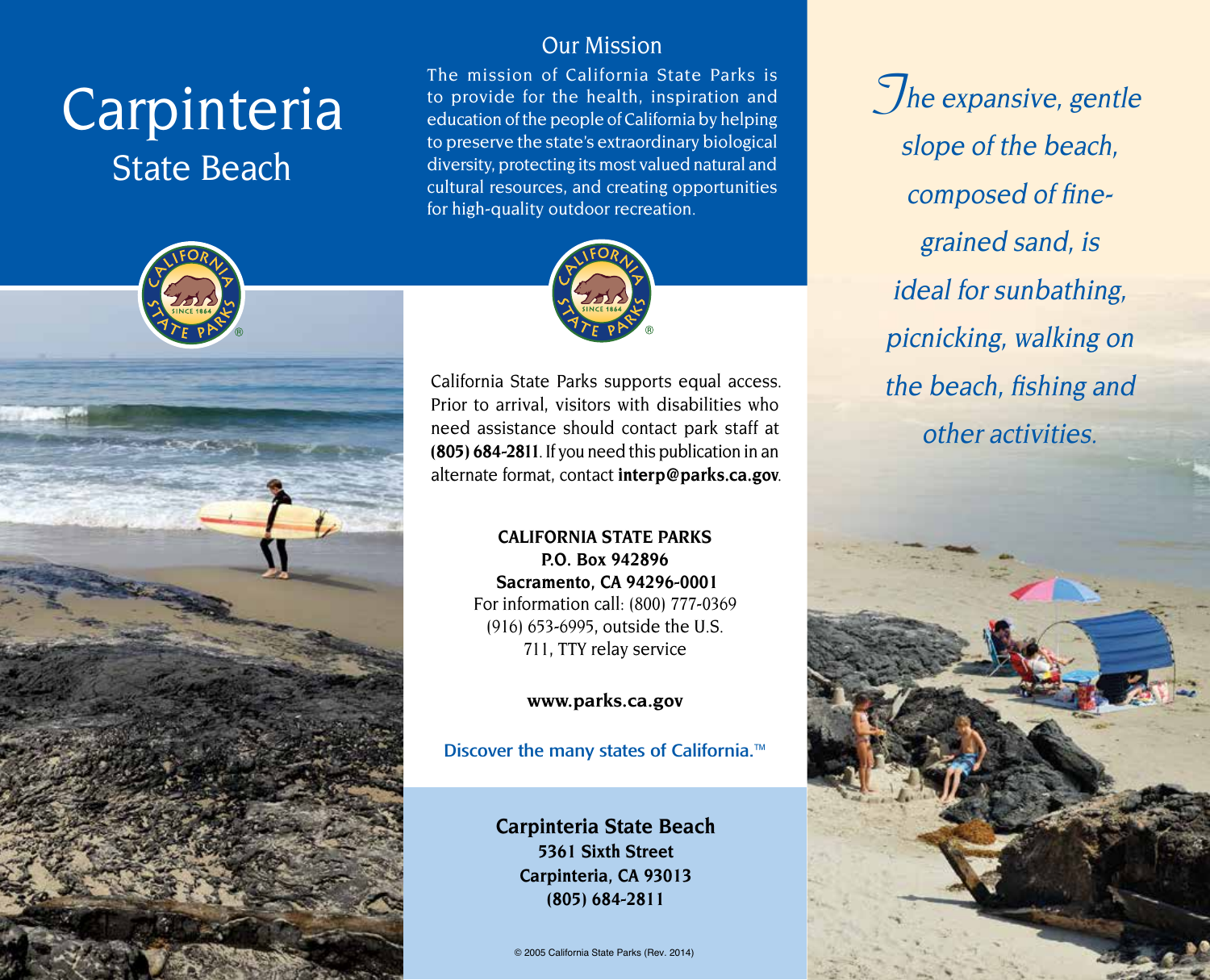# Carpinteria

## State Beach

*The expansive, gentle slope of the beach, composed of fine-grained sand, is ideal for sunbathing, picnicking, walking on the beach, fishing and other activities.*

## Our Mission

The mission of California State Parks is to provide for the health, inspiration and education of the people of California by helping to preserve the state's extraordinary biological diversity, protecting its most valued natural and cultural resources, and creating opportunities for high-quality outdoor recreation.

California State Parks supports equal access. Prior to arrival, visitors with disabilities who need assistance should contact park staff at **(805) 684-2811**. If you need this publication in an alternate format, contact **interp@parks.ca.gov**.

**CALIFORNIA STATE PARKS**
**P.O. Box 942896**
**Sacramento, CA 94296-0001**
For information call: (800) 777-0369
(916) 653-6995, outside the U.S.
711, TTY relay service

**www.parks.ca.gov**

Discover the many states of California.™

**Carpinteria State Beach**
**5361 Sixth Street**
**Carpinteria, CA 93013**
**(805) 684-2811**

© 2005 California State Parks (Rev. 2014)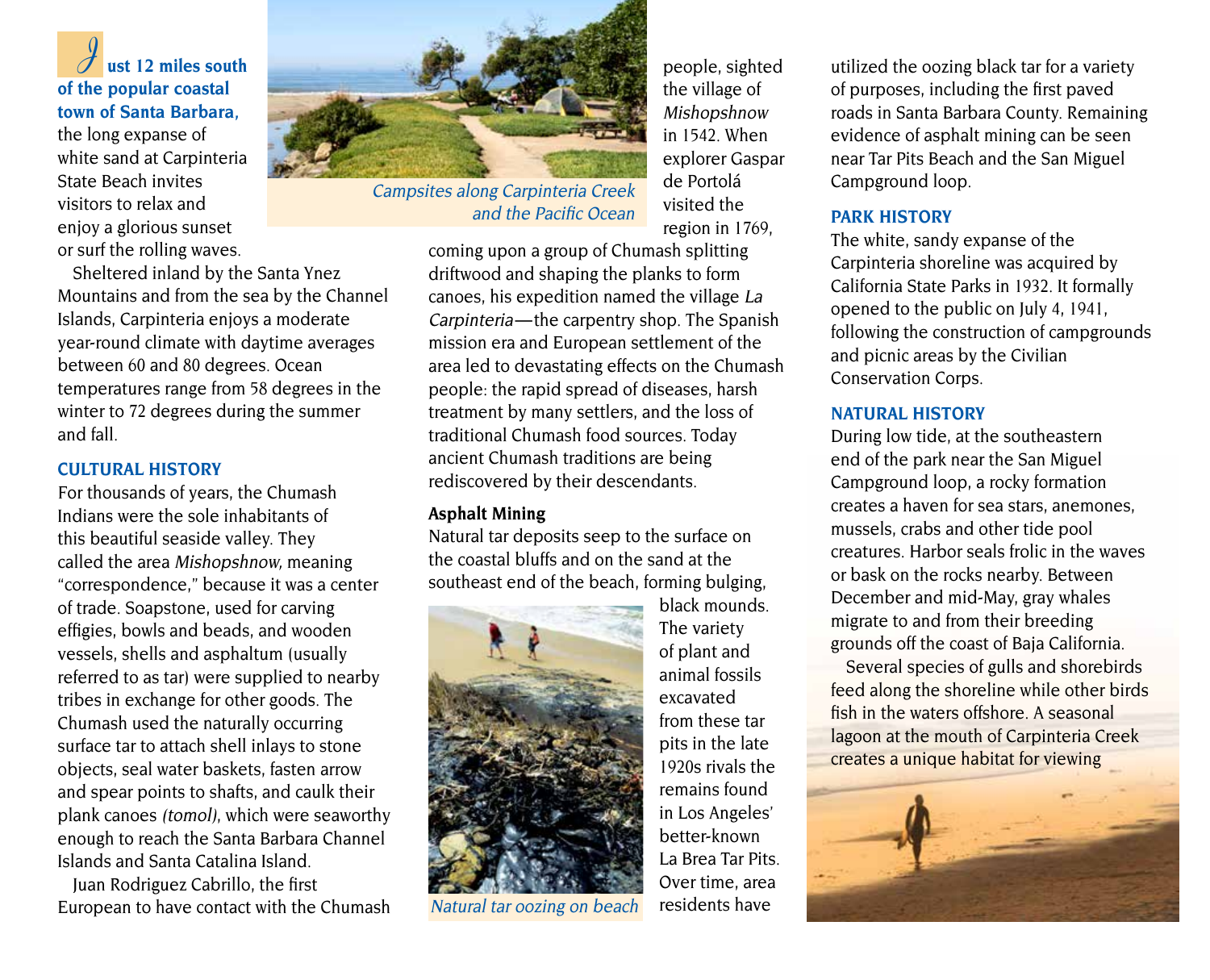**Just 12 miles south of the popular coastal town of Santa Barbara,** the long expanse of white sand at Carpinteria State Beach invites visitors to relax and enjoy a glorious sunset or surf the rolling waves.

Campsites along Carpinteria Creek and the Pacific Ocean

Sheltered inland by the Santa Ynez Mountains and from the sea by the Channel Islands, Carpinteria enjoys a moderate year-round climate with daytime averages between 60 and 80 degrees. Ocean temperatures range from 58 degrees in the winter to 72 degrees during the summer and fall.

## CULTURAL HISTORY

For thousands of years, the Chumash Indians were the sole inhabitants of this beautiful seaside valley. They called the area *Mishopshnow,* meaning "correspondence," because it was a center of trade. Soapstone, used for carving effigies, bowls and beads, and wooden vessels, shells and asphaltum (usually referred to as tar) were supplied to nearby tribes in exchange for other goods. The Chumash used the naturally occurring surface tar to attach shell inlays to stone objects, seal water baskets, fasten arrow and spear points to shafts, and caulk their plank canoes *(tomol)*, which were seaworthy enough to reach the Santa Barbara Channel Islands and Santa Catalina Island.

Juan Rodriguez Cabrillo, the first European to have contact with the Chumash people, sighted the village of *Mishopshnow* in 1542. When explorer Gaspar de Portolá visited the region in 1769, coming upon a group of Chumash splitting driftwood and shaping the planks to form canoes, his expedition named the village *La Carpinteria*—the carpentry shop. The Spanish mission era and European settlement of the area led to devastating effects on the Chumash people: the rapid spread of diseases, harsh treatment by many settlers, and the loss of traditional Chumash food sources. Today ancient Chumash traditions are being rediscovered by their descendants.

### Asphalt Mining

Natural tar deposits seep to the surface on the coastal bluffs and on the sand at the southeast end of the beach, forming bulging, black mounds. The variety of plant and animal fossils excavated from these tar pits in the late 1920s rivals the remains found in Los Angeles' better-known La Brea Tar Pits. Over time, area residents have utilized the oozing black tar for a variety of purposes, including the first paved roads in Santa Barbara County. Remaining evidence of asphalt mining can be seen near Tar Pits Beach and the San Miguel Campground loop.

*Natural tar oozing on beach*

## PARK HISTORY

The white, sandy expanse of the Carpinteria shoreline was acquired by California State Parks in 1932. It formally opened to the public on July 4, 1941, following the construction of campgrounds and picnic areas by the Civilian Conservation Corps.

## NATURAL HISTORY

During low tide, at the southeastern end of the park near the San Miguel Campground loop, a rocky formation creates a haven for sea stars, anemones, mussels, crabs and other tide pool creatures. Harbor seals frolic in the waves or bask on the rocks nearby. Between December and mid-May, gray whales migrate to and from their breeding grounds off the coast of Baja California.

Several species of gulls and shorebirds feed along the shoreline while other birds fish in the waters offshore. A seasonal lagoon at the mouth of Carpinteria Creek creates a unique habitat for viewing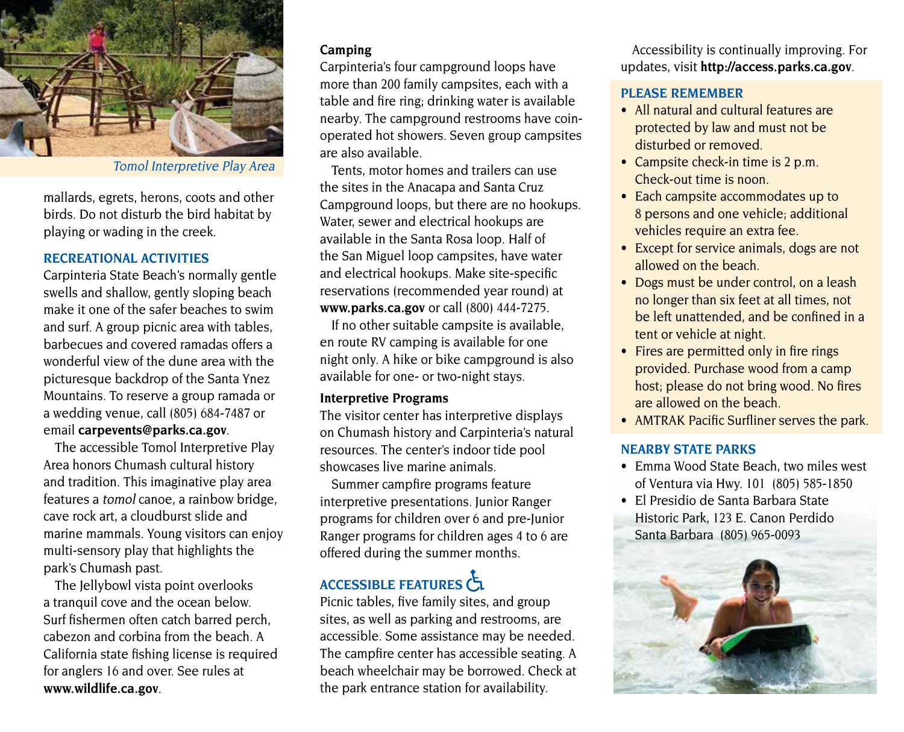*Tomol Interpretive Play Area*

mallards, egrets, herons, coots and other birds. Do not disturb the bird habitat by playing or wading in the creek.

## RECREATIONAL ACTIVITIES

Carpinteria State Beach's normally gentle swells and shallow, gently sloping beach make it one of the safer beaches to swim and surf. A group picnic area with tables, barbecues and covered ramadas offers a wonderful view of the dune area with the picturesque backdrop of the Santa Ynez Mountains. To reserve a group ramada or a wedding venue, call (805) 684-7487 or email **carpevents@parks.ca.gov**.

The accessible Tomol Interpretive Play Area honors Chumash cultural history and tradition. This imaginative play area features a *tomol* canoe, a rainbow bridge, cave rock art, a cloudburst slide and marine mammals. Young visitors can enjoy multi-sensory play that highlights the park's Chumash past.

The Jellybowl vista point overlooks a tranquil cove and the ocean below. Surf fishermen often catch barred perch, cabezon and corbina from the beach. A California state fishing license is required for anglers 16 and over. See rules at **www.wildlife.ca.gov**.

### Camping

Carpinteria's four campground loops have more than 200 family campsites, each with a table and fire ring; drinking water is available nearby. The campground restrooms have coin-operated hot showers. Seven group campsites are also available.

Tents, motor homes and trailers can use the sites in the Anacapa and Santa Cruz Campground loops, but there are no hookups. Water, sewer and electrical hookups are available in the Santa Rosa loop. Half of the San Miguel loop campsites, have water and electrical hookups. Make site-specific reservations (recommended year round) at **www.parks.ca.gov** or call (800) 444-7275.

If no other suitable campsite is available, en route RV camping is available for one night only. A hike or bike campground is also available for one- or two-night stays.

### Interpretive Programs

The visitor center has interpretive displays on Chumash history and Carpinteria's natural resources. The center's indoor tide pool showcases live marine animals.

Summer campfire programs feature interpretive presentations. Junior Ranger programs for children over 6 and pre-Junior Ranger programs for children ages 4 to 6 are offered during the summer months.

## ACCESSIBLE FEATURES ♿

Picnic tables, five family sites, and group sites, as well as parking and restrooms, are accessible. Some assistance may be needed. The campfire center has accessible seating. A beach wheelchair may be borrowed. Check at the park entrance station for availability.

Accessibility is continually improving. For updates, visit **http://access.parks.ca.gov**.

## PLEASE REMEMBER

- All natural and cultural features are protected by law and must not be disturbed or removed.
- Campsite check-in time is 2 p.m. Check-out time is noon.
- Each campsite accommodates up to 8 persons and one vehicle; additional vehicles require an extra fee.
- Except for service animals, dogs are not allowed on the beach.
- Dogs must be under control, on a leash no longer than six feet at all times, not be left unattended, and be confined in a tent or vehicle at night.
- Fires are permitted only in fire rings provided. Purchase wood from a camp host; please do not bring wood. No fires are allowed on the beach.
- AMTRAK Pacific Surfliner serves the park.

## NEARBY STATE PARKS

- Emma Wood State Beach, two miles west of Ventura via Hwy. 101 (805) 585-1850
- El Presidio de Santa Barbara State Historic Park, 123 E. Canon Perdido Santa Barbara (805) 965-0093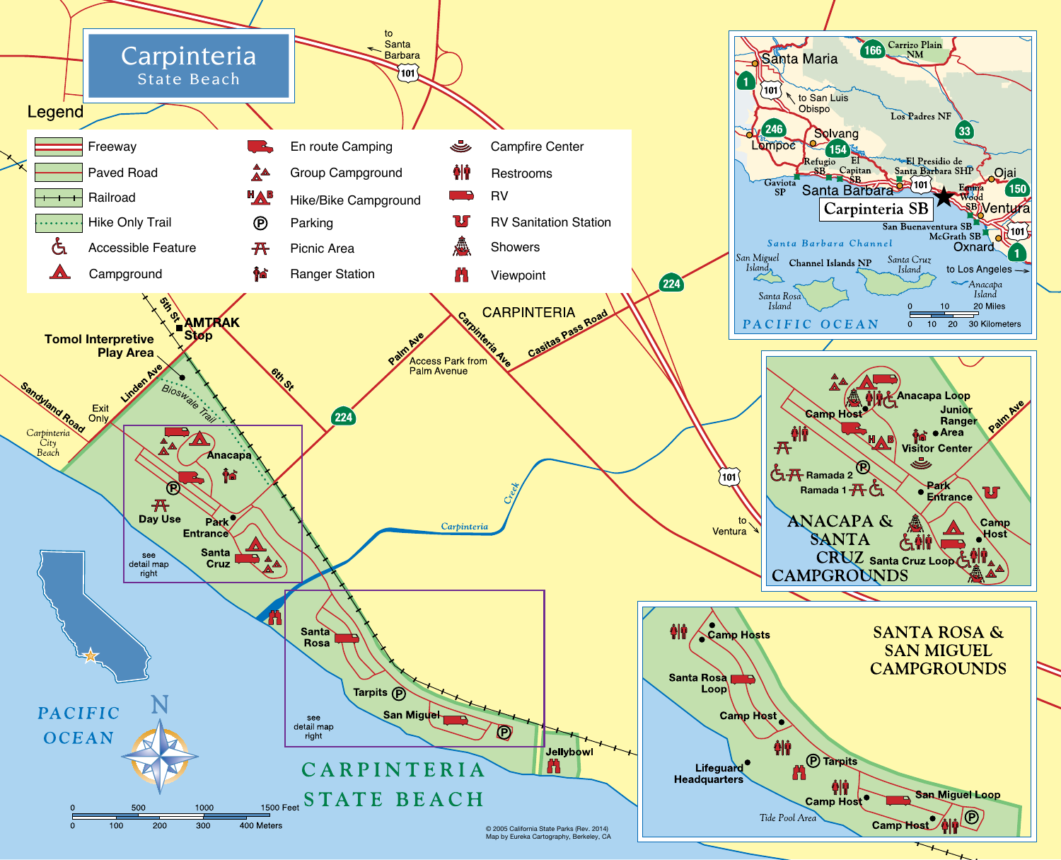# Carpinteria State Beach

## Legend

- Freeway
- Paved Road
- Railroad
- Hike Only Trail
- Accessible Feature
- Campground
- En route Camping
- Group Campground
- Hike/Bike Campground
- Parking
- Picnic Area
- Ranger Station
- Campfire Center
- Restrooms
- RV
- RV Sanitation Station
- Showers
- Viewpoint

to Santa Barbara

101

224

CARPINTERIA

Casitas Pass Road

Carpinteria Ave

Palm Ave

Access Park from Palm Avenue

6th St

5th St

AMTRAK Stop

Tomol Interpretive Play Area

Linden Ave

Bioswale Trail

Sandyland Road

Exit Only

Carpinteria City Beach

Anacapa

Day Use

Park Entrance

Santa Cruz

see detail map right

Carpinteria Creek

Santa Rosa

Tarpits

San Miguel

Jellybowl

to Ventura

PACIFIC OCEAN

N

0 500 1000 1500 Feet

0 100 200 300 400 Meters

CARPINTERIA STATE BEACH

© 2005 California State Parks (Rev. 2014)
Map by Eureka Cartography, Berkeley, CA

Santa Maria

Carrizo Plain NM

166

1

101

to San Luis Obispo

Los Padres NF

246

Solvang

33

Lompoc

154

Refugio SB

El Capitan SB

El Presidio de Santa Barbara SHP

Ojai

Gaviota SP

Santa Barbara

Emma Wood SB

150

Carpinteria SB

Ventura

San Buenaventura SB

McGrath SB

Oxnard

Santa Barbara Channel

San Miguel Island

Channel Islands NP

Santa Cruz Island

to Los Angeles

Santa Rosa Island

Anacapa Island

PACIFIC OCEAN

0 10 20 Miles

0 10 20 30 Kilometers

## ANACAPA & SANTA CRUZ CAMPGROUNDS

Anacapa Loop

Camp Host

Junior Ranger Area

Visitor Center

Palm Ave

Ramada 2

Ramada 1

Park Entrance

Camp Host

Santa Cruz Loop

## SANTA ROSA & SAN MIGUEL CAMPGROUNDS

Camp Hosts

Santa Rosa Loop

Camp Host

Tarpits

Lifeguard Headquarters

Camp Host

San Miguel Loop

Tide Pool Area

Camp Host